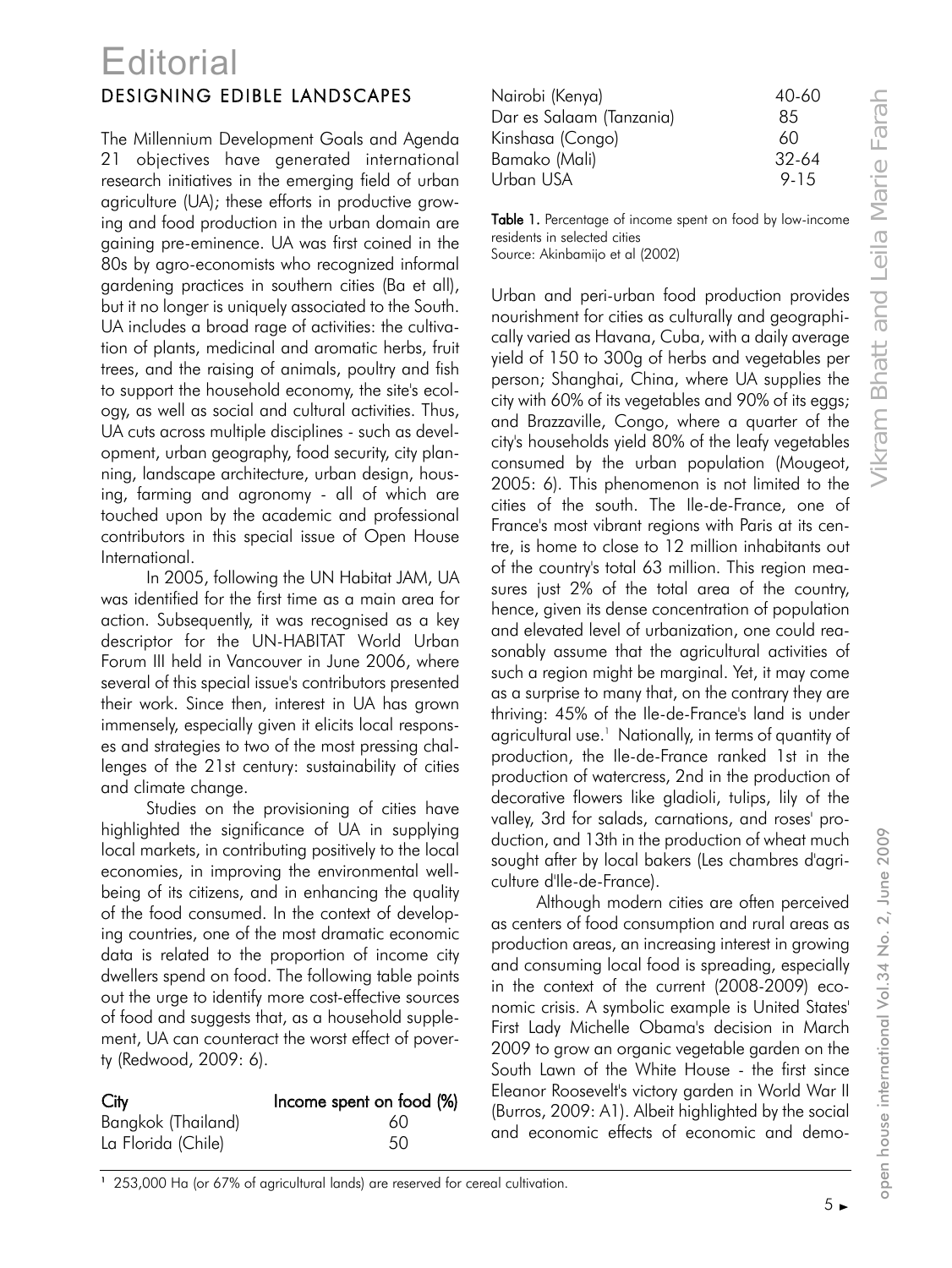# Editorial

## DESIGNING EDIBLE LANDSCAPES

The Millennium Development Goals and Agenda 21 objectives have generated international research initiatives in the emerging field of urban agriculture (UA); these efforts in productive growing and food production in the urban domain are gaining pre-eminence. UA was first coined in the 80s by agro-economists who recognized informal gardening practices in southern cities (Ba et all), but it no longer is uniquely associated to the South. UA includes a broad rage of activities: the cultivation of plants, medicinal and aromatic herbs, fruit trees, and the raising of animals, poultry and fish to support the household economy, the site's ecology, as well as social and cultural activities. Thus, UA cuts across multiple disciplines - such as development, urban geography, food security, city planning, landscape architecture, urban design, housing, farming and agronomy - all of which are touched upon by the academic and professional contributors in this special issue of Open House International.

In 2005, following the UN Habitat JAM, UA was identified for the first time as a main area for action. Subsequently, it was recognised as a key descriptor for the UN-HABITAT World Urban Forum III held in Vancouver in June 2006, where several of this special issue's contributors presented their work. Since then, interest in UA has grown immensely, especially given it elicits local responses and strategies to two of the most pressing challenges of the 21st century: sustainability of cities and climate change.

Studies on the provisioning of cities have highlighted the significance of UA in supplying local markets, in contributing positively to the local economies, in improving the environmental well-being of its citizens, and in enhancing the quality of the food consumed. In the context of developing countries, one of the most dramatic economic data is related to the proportion of income city dwellers spend on food. The following table points out the urge to identify more cost-effective sources of food and suggests that, as a household supplement, UA can counteract the worst effect of poverty (Redwood, 2009: 6).

| City | Income spent on food (%) |
|---|---|
| Bangkok (Thailand) | 60 |
| La Florida (Chile) | 50 |
| Nairobi (Kenya) | 40-60 |
| Dar es Salaam (Tanzania) | 85 |
| Kinshasa (Congo) | 60 |
| Bamako (Mali) | 32-64 |
| Urban USA | 9-15 |

**Table 1.** Percentage of income spent on food by low-income residents in selected cities
Source: Akinbamijo et al (2002)

Urban and peri-urban food production provides nourishment for cities as culturally and geographically varied as Havana, Cuba, with a daily average yield of 150 to 300g of herbs and vegetables per person; Shanghai, China, where UA supplies the city with 60% of its vegetables and 90% of its eggs; and Brazzaville, Congo, where a quarter of the city's households yield 80% of the leafy vegetables consumed by the urban population (Mougeot, 2005: 6). This phenomenon is not limited to the cities of the south. The Ile-de-France, one of France's most vibrant regions with Paris at its centre, is home to close to 12 million inhabitants out of the country's total 63 million. This region measures just 2% of the total area of the country, hence, given its dense concentration of population and elevated level of urbanization, one could reasonably assume that the agricultural activities of such a region might be marginal. Yet, it may come as a surprise to many that, on the contrary they are thriving: 45% of the Ile-de-France's land is under agricultural use.[1] Nationally, in terms of quantity of production, the Ile-de-France ranked 1st in the production of watercress, 2nd in the production of decorative flowers like gladioli, tulips, lily of the valley, 3rd for salads, carnations, and roses' production, and 13th in the production of wheat much sought after by local bakers (Les chambres d'agriculture d'Ile-de-France).

Although modern cities are often perceived as centers of food consumption and rural areas as production areas, an increasing interest in growing and consuming local food is spreading, especially in the context of the current (2008-2009) economic crisis. A symbolic example is United States' First Lady Michelle Obama's decision in March 2009 to grow an organic vegetable garden on the South Lawn of the White House - the first since Eleanor Roosevelt's victory garden in World War II (Burros, 2009: A1). Albeit highlighted by the social and economic effects of economic and demo-

[1] 253,000 Ha (or 67% of agricultural lands) are reserved for cereal cultivation.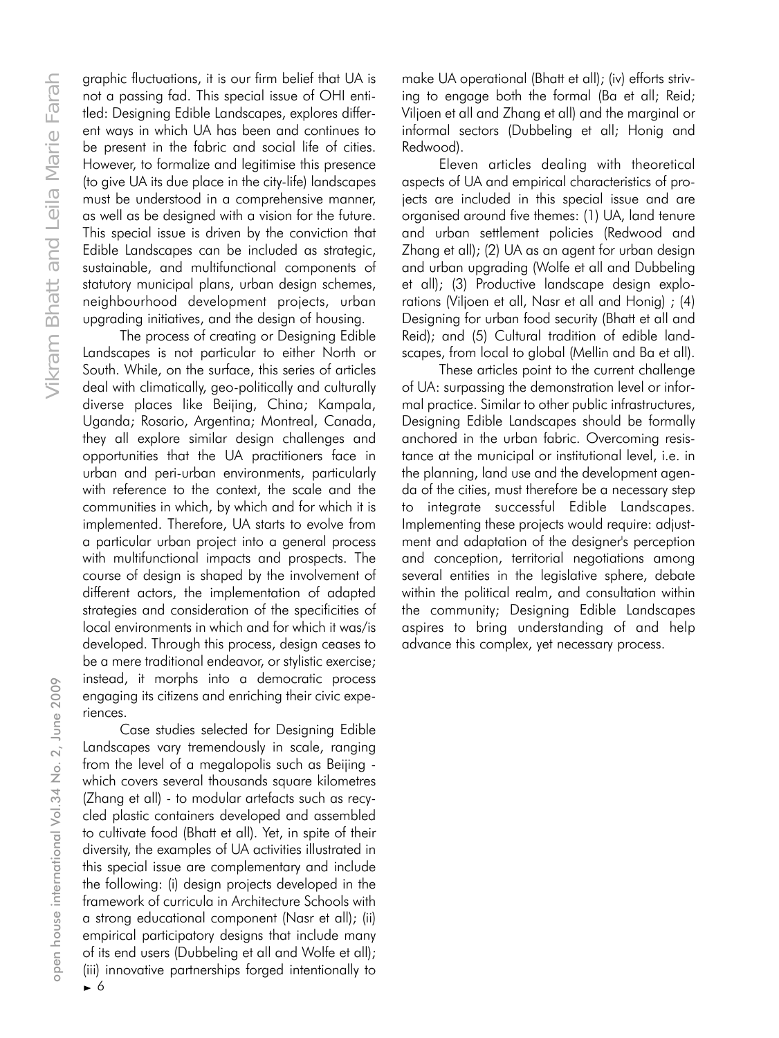graphic fluctuations, it is our firm belief that UA is not a passing fad. This special issue of OHI entitled: Designing Edible Landscapes, explores different ways in which UA has been and continues to be present in the fabric and social life of cities. However, to formalize and legitimise this presence (to give UA its due place in the city-life) landscapes must be understood in a comprehensive manner, as well as be designed with a vision for the future. This special issue is driven by the conviction that Edible Landscapes can be included as strategic, sustainable, and multifunctional components of statutory municipal plans, urban design schemes, neighbourhood development projects, urban upgrading initiatives, and the design of housing.

The process of creating or Designing Edible Landscapes is not particular to either North or South. While, on the surface, this series of articles deal with climatically, geo-politically and culturally diverse places like Beijing, China; Kampala, Uganda; Rosario, Argentina; Montreal, Canada, they all explore similar design challenges and opportunities that the UA practitioners face in urban and peri-urban environments, particularly with reference to the context, the scale and the communities in which, by which and for which it is implemented. Therefore, UA starts to evolve from a particular urban project into a general process with multifunctional impacts and prospects. The course of design is shaped by the involvement of different actors, the implementation of adapted strategies and consideration of the specificities of local environments in which and for which it was/is developed. Through this process, design ceases to be a mere traditional endeavor, or stylistic exercise; instead, it morphs into a democratic process engaging its citizens and enriching their civic experiences.

Case studies selected for Designing Edible Landscapes vary tremendously in scale, ranging from the level of a megalopolis such as Beijing - which covers several thousands square kilometres (Zhang et all) - to modular artefacts such as recycled plastic containers developed and assembled to cultivate food (Bhatt et all). Yet, in spite of their diversity, the examples of UA activities illustrated in this special issue are complementary and include the following: (i) design projects developed in the framework of curricula in Architecture Schools with a strong educational component (Nasr et all); (ii) empirical participatory designs that include many of its end users (Dubbeling et all and Wolfe et all); (iii) innovative partnerships forged intentionally to make UA operational (Bhatt et all); (iv) efforts striving to engage both the formal (Ba et all; Reid; Viljoen et all and Zhang et all) and the marginal or informal sectors (Dubbeling et all; Honig and Redwood).

Eleven articles dealing with theoretical aspects of UA and empirical characteristics of projects are included in this special issue and are organised around five themes: (1) UA, land tenure and urban settlement policies (Redwood and Zhang et all); (2) UA as an agent for urban design and urban upgrading (Wolfe et all and Dubbeling et all); (3) Productive landscape design explorations (Viljoen et all, Nasr et all and Honig) ; (4) Designing for urban food security (Bhatt et all and Reid); and (5) Cultural tradition of edible landscapes, from local to global (Mellin and Ba et all).

These articles point to the current challenge of UA: surpassing the demonstration level or informal practice. Similar to other public infrastructures, Designing Edible Landscapes should be formally anchored in the urban fabric. Overcoming resistance at the municipal or institutional level, i.e. in the planning, land use and the development agenda of the cities, must therefore be a necessary step to integrate successful Edible Landscapes. Implementing these projects would require: adjustment and adaptation of the designer's perception and conception, territorial negotiations among several entities in the legislative sphere, debate within the political realm, and consultation within the community; Designing Edible Landscapes aspires to bring understanding of and help advance this complex, yet necessary process.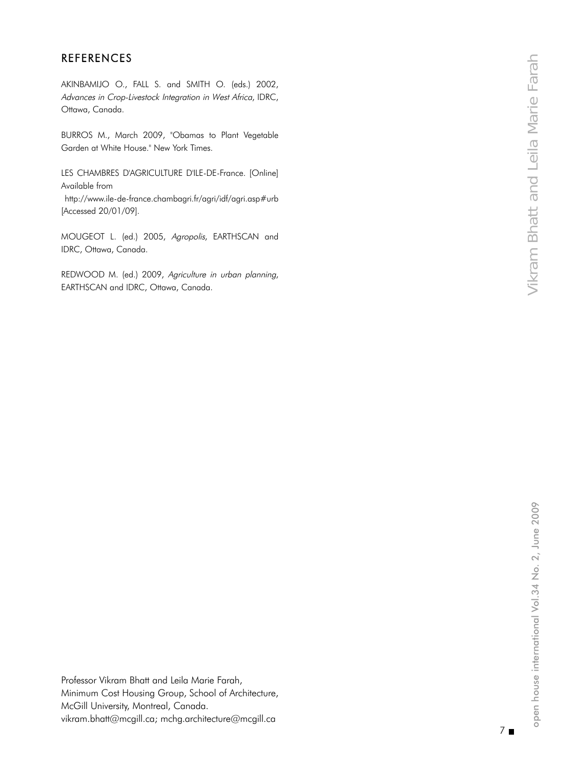## REFERENCES

AKINBAMIJO O., FALL S. and SMITH O. (eds.) 2002, *Advances in Crop-Livestock Integration in West Africa*, IDRC, Ottawa, Canada.

BURROS M., March 2009, "Obamas to Plant Vegetable Garden at White House." New York Times.

LES CHAMBRES D'AGRICULTURE D'ILE-DE-France. [Online] Available from http://www.ile-de-france.chambagri.fr/agri/idf/agri.asp#urb [Accessed 20/01/09].

MOUGEOT L. (ed.) 2005, *Agropolis*, EARTHSCAN and IDRC, Ottawa, Canada.

REDWOOD M. (ed.) 2009, *Agriculture in urban planning*, EARTHSCAN and IDRC, Ottawa, Canada.

Professor Vikram Bhatt and Leila Marie Farah,
Minimum Cost Housing Group, School of Architecture,
McGill University, Montreal, Canada.
vikram.bhatt@mcgill.ca; mchg.architecture@mcgill.ca